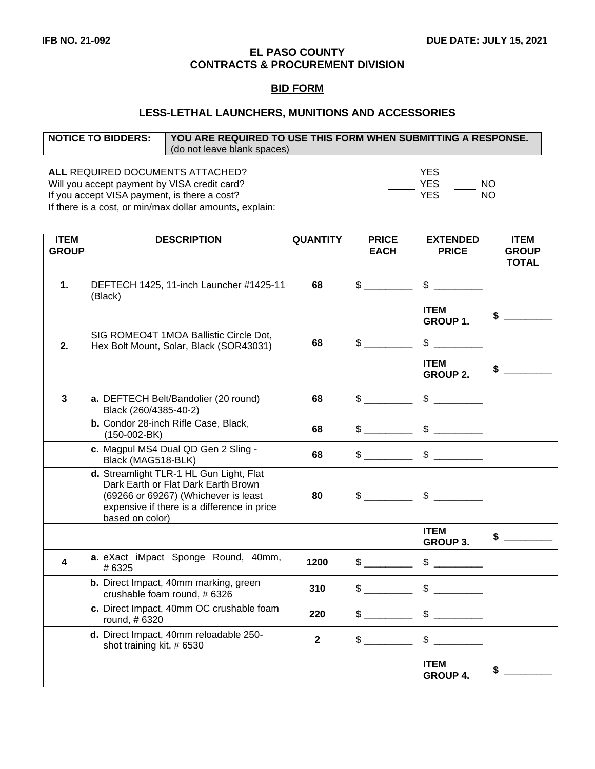**IFB NO. 21-092** **DUE DATE: JULY 15, 2021**

## EL PASO COUNTY
## CONTRACTS & PROCUREMENT DIVISION

### BID FORM

### LESS-LETHAL LAUNCHERS, MUNITIONS AND ACCESSORIES

| NOTICE TO BIDDERS: | YOU ARE REQUIRED TO USE THIS FORM WHEN SUBMITTING A RESPONSE. (do not leave blank spaces) |
|---|---|

**ALL** REQUIRED DOCUMENTS ATTACHED? _____ YES
Will you accept payment by VISA credit card? _____ YES _____ NO
If you accept VISA payment, is there a cost? _____ YES _____ NO
If there is a cost, or min/max dollar amounts, explain: ______________________________

______________________________

| ITEM GROUP | DESCRIPTION | QUANTITY | PRICE EACH | EXTENDED PRICE | ITEM GROUP TOTAL |
|---|---|---|---|---|---|
| **1.** | DEFTECH 1425, 11-inch Launcher #1425-11 (Black) | **68** | $ _________ | $ _________ | |
| | | | | **ITEM GROUP 1.** | **$** _________ |
| **2.** | SIG ROMEO4T 1MOA Ballistic Circle Dot, Hex Bolt Mount, Solar, Black (SOR43031) | **68** | $ _________ | $ _________ | |
| | | | | **ITEM GROUP 2.** | **$** _________ |
| **3** | **a.** DEFTECH Belt/Bandolier (20 round) Black (260/4385-40-2) | **68** | $ _________ | $ _________ | |
| | **b.** Condor 28-inch Rifle Case, Black, (150-002-BK) | **68** | $ _________ | $ _________ | |
| | **c.** Magpul MS4 Dual QD Gen 2 Sling - Black (MAG518-BLK) | **68** | $ _________ | $ _________ | |
| | **d.** Streamlight TLR-1 HL Gun Light, Flat Dark Earth or Flat Dark Earth Brown (69266 or 69267) (Whichever is least expensive if there is a difference in price based on color) | **80** | $ _________ | $ _________ | |
| | | | | **ITEM GROUP 3.** | **$** _________ |
| **4** | **a.** eXact iMpact Sponge Round, 40mm, # 6325 | **1200** | $ _________ | $ _________ | |
| | **b.** Direct Impact, 40mm marking, green crushable foam round, # 6326 | **310** | $ _________ | $ _________ | |
| | **c.** Direct Impact, 40mm OC crushable foam round, # 6320 | **220** | $ _________ | $ _________ | |
| | **d.** Direct Impact, 40mm reloadable 250-shot training kit, # 6530 | **2** | $ _________ | $ _________ | |
| | | | | **ITEM GROUP 4.** | **$** _________ |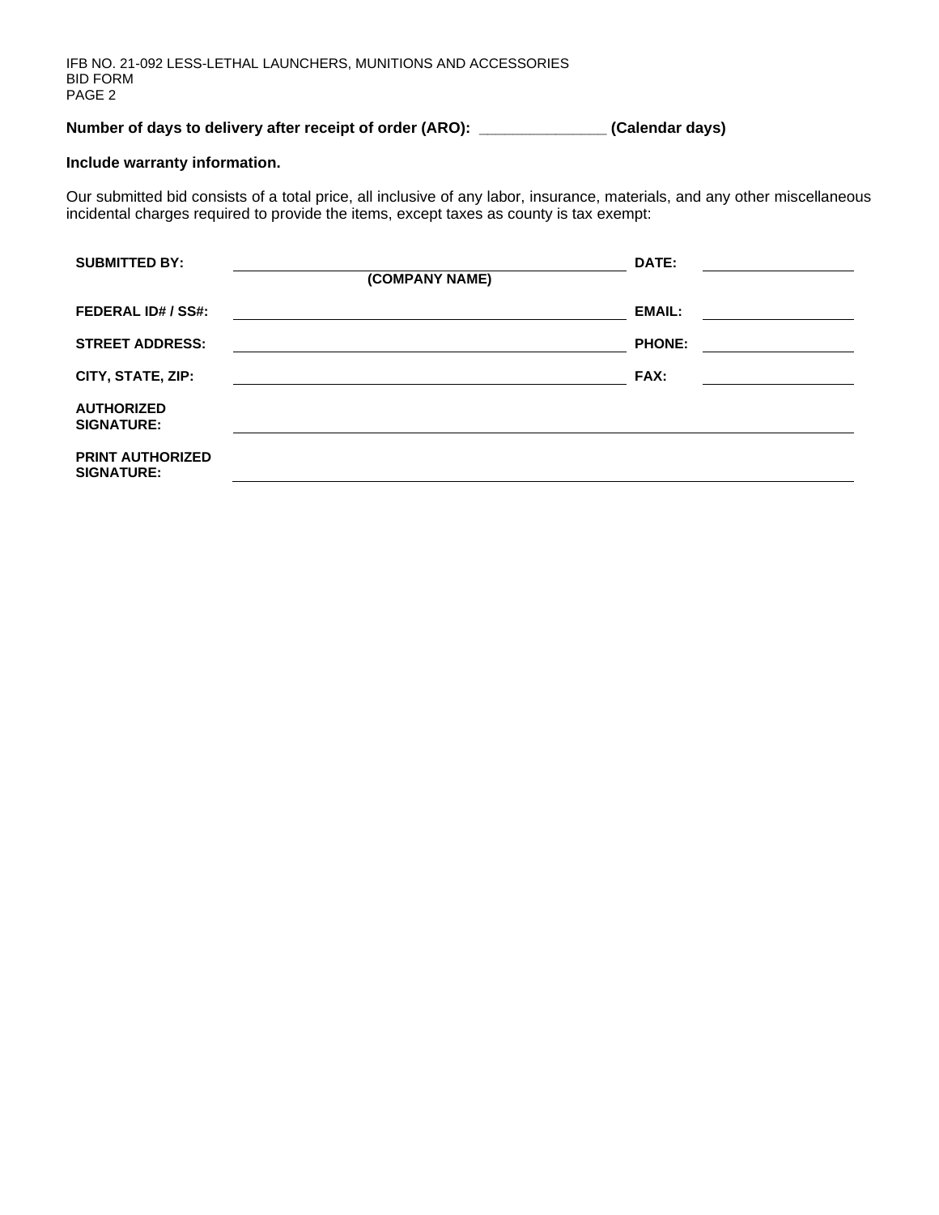IFB NO. 21-092 LESS-LETHAL LAUNCHERS, MUNITIONS AND ACCESSORIES
BID FORM
PAGE 2

**Number of days to delivery after receipt of order (ARO): _______________ (Calendar days)**

**Include warranty information.**

Our submitted bid consists of a total price, all inclusive of any labor, insurance, materials, and any other miscellaneous incidental charges required to provide the items, except taxes as county is tax exempt:

| | | | |
|---|---|---|---|
| **SUBMITTED BY:** | **(COMPANY NAME)** | **DATE:** | |
| **FEDERAL ID# / SS#:** | | **EMAIL:** | |
| **STREET ADDRESS:** | | **PHONE:** | |
| **CITY, STATE, ZIP:** | | **FAX:** | |
| **AUTHORIZED SIGNATURE:** | | | |
| **PRINT AUTHORIZED SIGNATURE:** | | | |